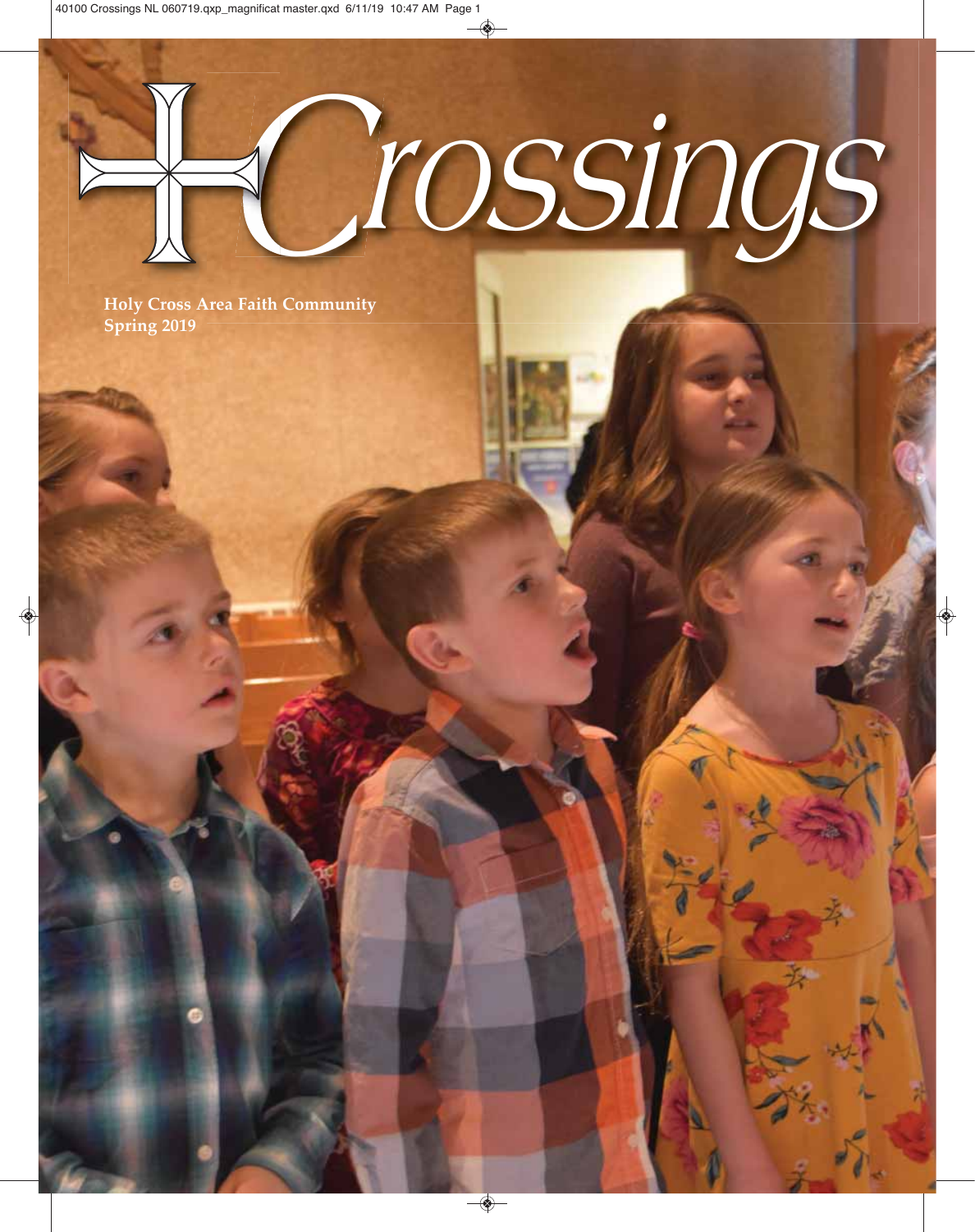# Crossings

**Holy Cross Area Faith Community**
**Spring 2019**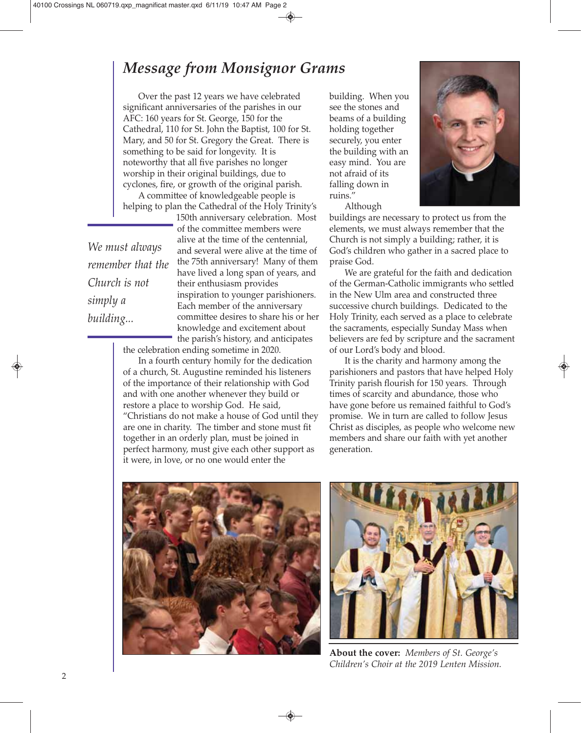# Message from Monsignor Grams

Over the past 12 years we have celebrated significant anniversaries of the parishes in our AFC: 160 years for St. George, 150 for the Cathedral, 110 for St. John the Baptist, 100 for St. Mary, and 50 for St. Gregory the Great. There is something to be said for longevity. It is noteworthy that all five parishes no longer worship in their original buildings, due to cyclones, fire, or growth of the original parish.

A committee of knowledgeable people is helping to plan the Cathedral of the Holy Trinity's 150th anniversary celebration. Most of the committee members were alive at the time of the centennial, and several were alive at the time of the 75th anniversary! Many of them have lived a long span of years, and their enthusiasm provides inspiration to younger parishioners. Each member of the anniversary committee desires to share his or her knowledge and excitement about the parish's history, and anticipates the celebration ending sometime in 2020.

*We must always remember that the Church is not simply a building...*

In a fourth century homily for the dedication of a church, St. Augustine reminded his listeners of the importance of their relationship with God and with one another whenever they build or restore a place to worship God. He said, "Christians do not make a house of God until they are one in charity. The timber and stone must fit together in an orderly plan, must be joined in perfect harmony, must give each other support as it were, in love, or no one would enter the building. When you see the stones and beams of a building holding together securely, you enter the building with an easy mind. You are not afraid of its falling down in ruins."

Although buildings are necessary to protect us from the elements, we must always remember that the Church is not simply a building; rather, it is God's children who gather in a sacred place to praise God.

We are grateful for the faith and dedication of the German-Catholic immigrants who settled in the New Ulm area and constructed three successive church buildings. Dedicated to the Holy Trinity, each served as a place to celebrate the sacraments, especially Sunday Mass when believers are fed by scripture and the sacrament of our Lord's body and blood.

It is the charity and harmony among the parishioners and pastors that have helped Holy Trinity parish flourish for 150 years. Through times of scarcity and abundance, those who have gone before us remained faithful to God's promise. We in turn are called to follow Jesus Christ as disciples, as people who welcome new members and share our faith with yet another generation.

**About the cover:** *Members of St. George's Children's Choir at the 2019 Lenten Mission.*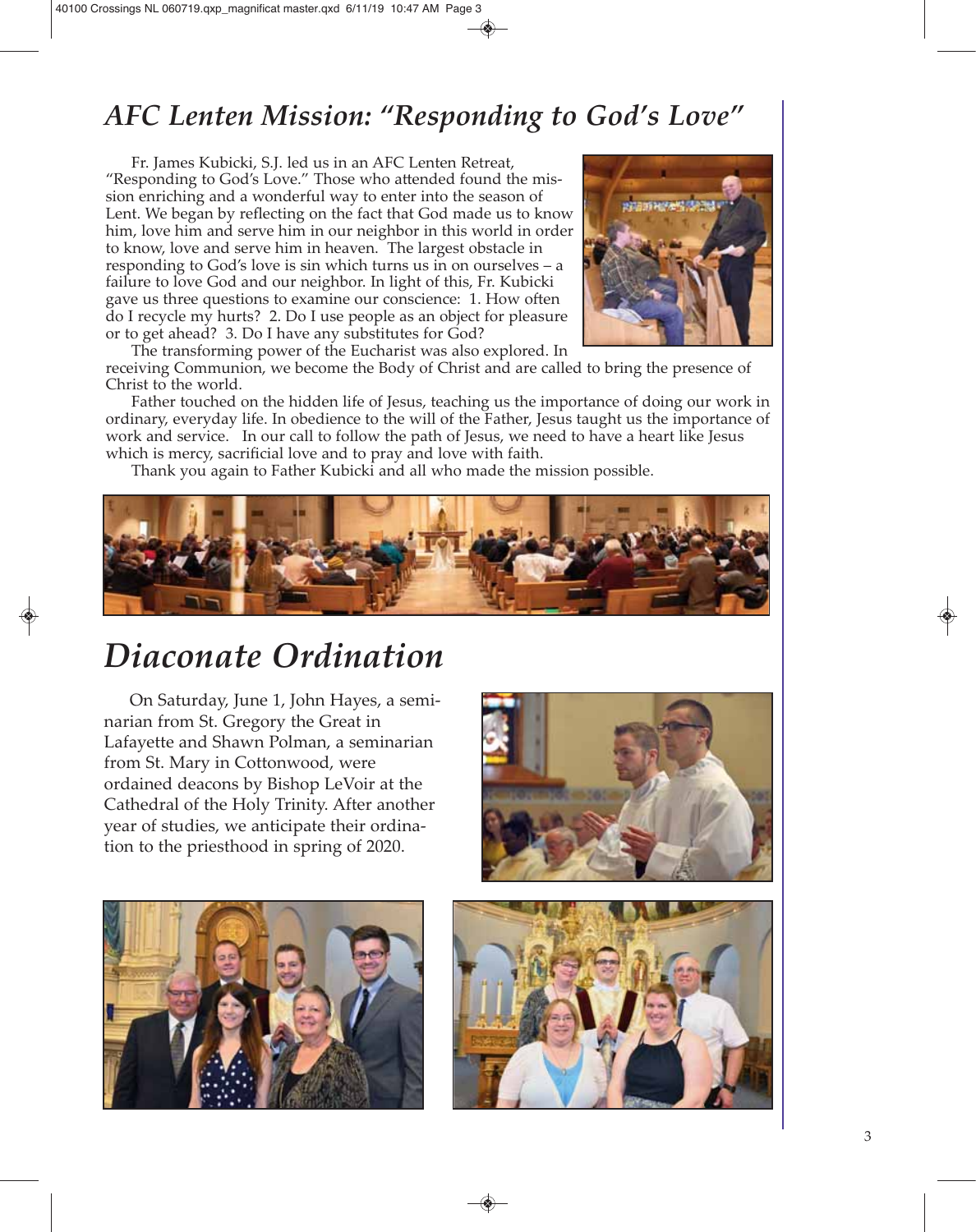## *AFC Lenten Mission: "Responding to God's Love"*

Fr. James Kubicki, S.J. led us in an AFC Lenten Retreat, "Responding to God's Love." Those who attended found the mission enriching and a wonderful way to enter into the season of Lent. We began by reflecting on the fact that God made us to know him, love him and serve him in our neighbor in this world in order to know, love and serve him in heaven. The largest obstacle in responding to God's love is sin which turns us in on ourselves – a failure to love God and our neighbor. In light of this, Fr. Kubicki gave us three questions to examine our conscience: 1. How often do I recycle my hurts? 2. Do I use people as an object for pleasure or to get ahead? 3. Do I have any substitutes for God?

The transforming power of the Eucharist was also explored. In receiving Communion, we become the Body of Christ and are called to bring the presence of Christ to the world.

Father touched on the hidden life of Jesus, teaching us the importance of doing our work in ordinary, everyday life. In obedience to the will of the Father, Jesus taught us the importance of work and service. In our call to follow the path of Jesus, we need to have a heart like Jesus which is mercy, sacrificial love and to pray and love with faith.

Thank you again to Father Kubicki and all who made the mission possible.

## *Diaconate Ordination*

On Saturday, June 1, John Hayes, a seminarian from St. Gregory the Great in Lafayette and Shawn Polman, a seminarian from St. Mary in Cottonwood, were ordained deacons by Bishop LeVoir at the Cathedral of the Holy Trinity. After another year of studies, we anticipate their ordination to the priesthood in spring of 2020.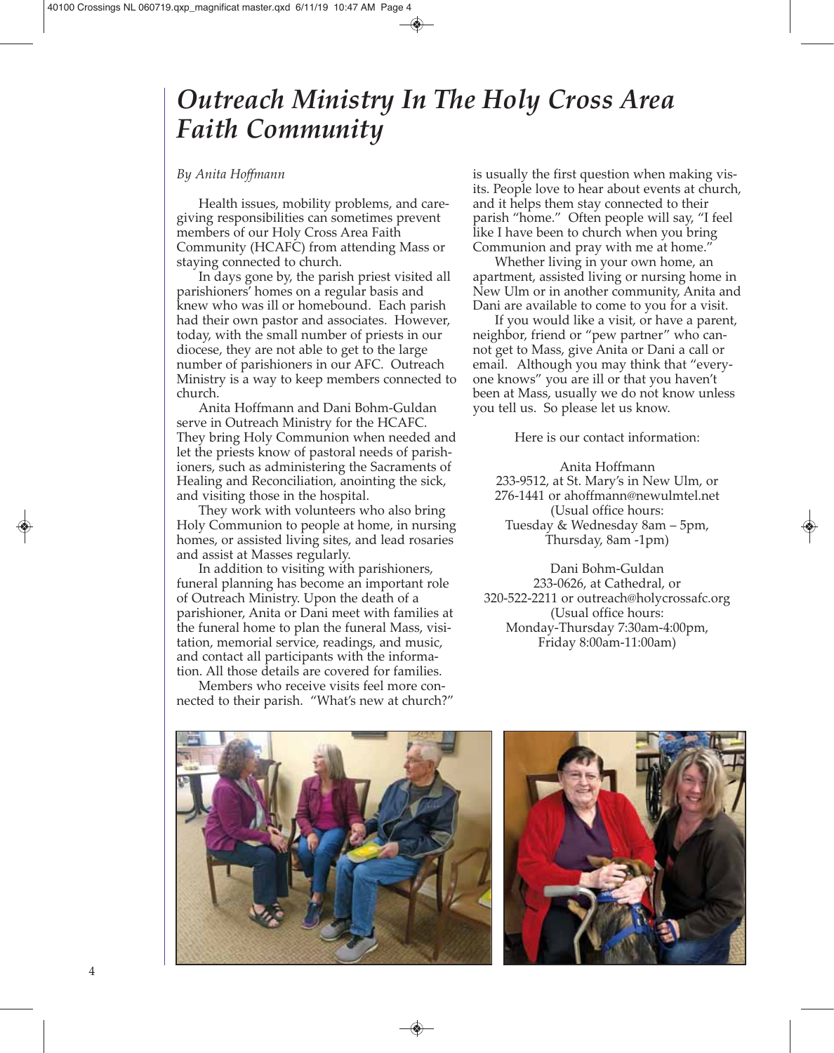# Outreach Ministry In The Holy Cross Area Faith Community

*By Anita Hoffmann*

Health issues, mobility problems, and care-giving responsibilities can sometimes prevent members of our Holy Cross Area Faith Community (HCAFC) from attending Mass or staying connected to church.

In days gone by, the parish priest visited all parishioners' homes on a regular basis and knew who was ill or homebound. Each parish had their own pastor and associates. However, today, with the small number of priests in our diocese, they are not able to get to the large number of parishioners in our AFC. Outreach Ministry is a way to keep members connected to church.

Anita Hoffmann and Dani Bohm-Guldan serve in Outreach Ministry for the HCAFC. They bring Holy Communion when needed and let the priests know of pastoral needs of parishioners, such as administering the Sacraments of Healing and Reconciliation, anointing the sick, and visiting those in the hospital.

They work with volunteers who also bring Holy Communion to people at home, in nursing homes, or assisted living sites, and lead rosaries and assist at Masses regularly.

In addition to visiting with parishioners, funeral planning has become an important role of Outreach Ministry. Upon the death of a parishioner, Anita or Dani meet with families at the funeral home to plan the funeral Mass, visitation, memorial service, readings, and music, and contact all participants with the information. All those details are covered for families.

Members who receive visits feel more connected to their parish. "What's new at church?" is usually the first question when making visits. People love to hear about events at church, and it helps them stay connected to their parish "home." Often people will say, "I feel like I have been to church when you bring Communion and pray with me at home."

Whether living in your own home, an apartment, assisted living or nursing home in New Ulm or in another community, Anita and Dani are available to come to you for a visit.

If you would like a visit, or have a parent, neighbor, friend or "pew partner" who cannot get to Mass, give Anita or Dani a call or email. Although you may think that "everyone knows" you are ill or that you haven't been at Mass, usually we do not know unless you tell us. So please let us know.

Here is our contact information:

Anita Hoffmann
233-9512, at St. Mary's in New Ulm, or
276-1441 or ahoffmann@newulmtel.net
(Usual office hours:
Tuesday & Wednesday 8am – 5pm,
Thursday, 8am -1pm)

Dani Bohm-Guldan
233-0626, at Cathedral, or
320-522-2211 or outreach@holycrossafc.org
(Usual office hours:
Monday-Thursday 7:30am-4:00pm,
Friday 8:00am-11:00am)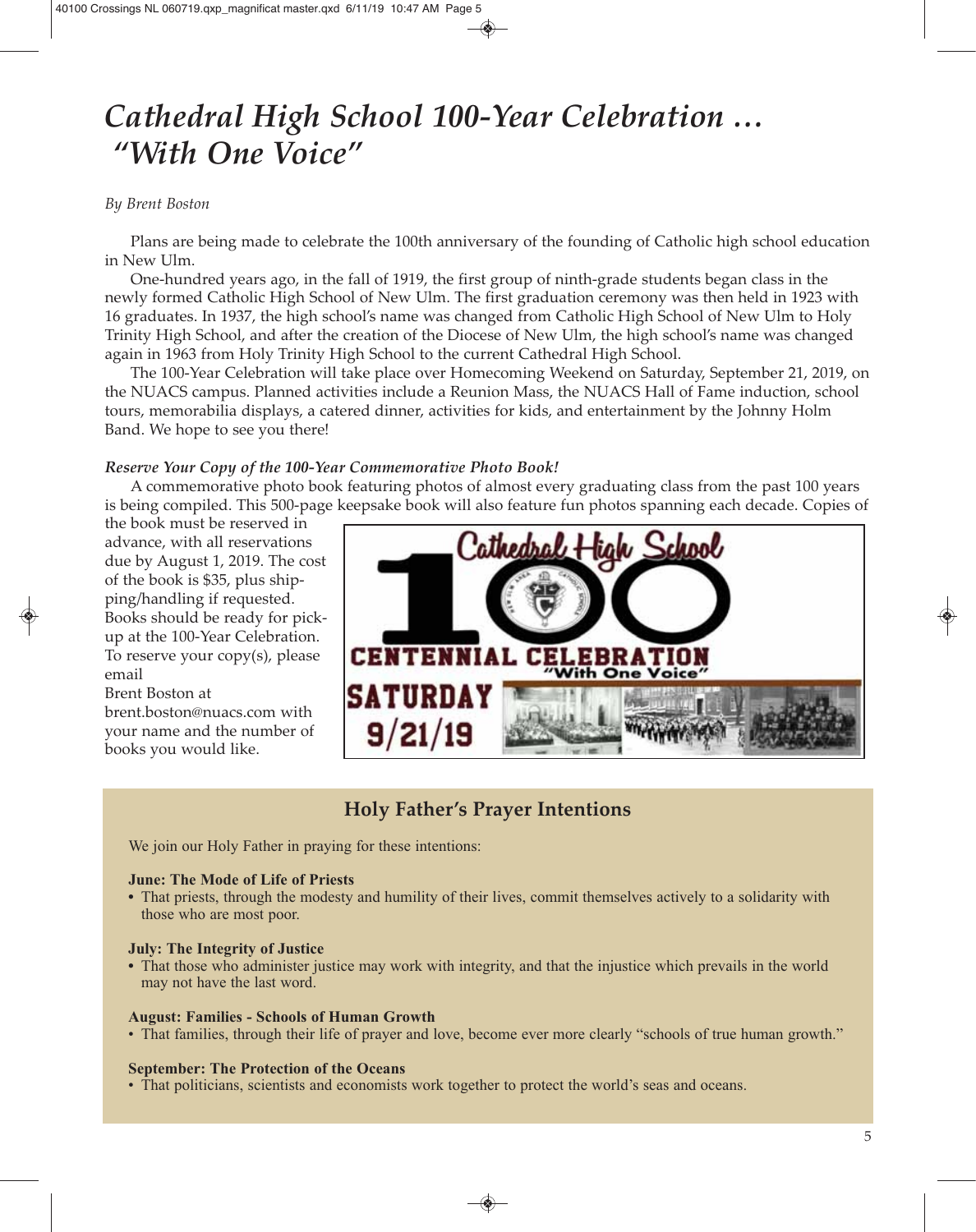// Cathedral High School 100-Year Celebration … "With One Voice"

*By Brent Boston*

Plans are being made to celebrate the 100th anniversary of the founding of Catholic high school education in New Ulm.

One-hundred years ago, in the fall of 1919, the first group of ninth-grade students began class in the newly formed Catholic High School of New Ulm. The first graduation ceremony was then held in 1923 with 16 graduates. In 1937, the high school's name was changed from Catholic High School of New Ulm to Holy Trinity High School, and after the creation of the Diocese of New Ulm, the high school's name was changed again in 1963 from Holy Trinity High School to the current Cathedral High School.

The 100-Year Celebration will take place over Homecoming Weekend on Saturday, September 21, 2019, on the NUACS campus. Planned activities include a Reunion Mass, the NUACS Hall of Fame induction, school tours, memorabilia displays, a catered dinner, activities for kids, and entertainment by the Johnny Holm Band. We hope to see you there!

***Reserve Your Copy of the 100-Year Commemorative Photo Book!***

A commemorative photo book featuring photos of almost every graduating class from the past 100 years is being compiled. This 500-page keepsake book will also feature fun photos spanning each decade. Copies of the book must be reserved in advance, with all reservations due by August 1, 2019. The cost of the book is $35, plus shipping/handling if requested. Books should be ready for pickup at the 100-Year Celebration. To reserve your copy(s), please email Brent Boston at brent.boston@nuacs.com with your name and the number of books you would like.

Cathedral High School 100 CENTENNIAL CELEBRATION "With One Voice" SATURDAY 9/21/19

## Holy Father's Prayer Intentions

We join our Holy Father in praying for these intentions:

**June: The Mode of Life of Priests**
- That priests, through the modesty and humility of their lives, commit themselves actively to a solidarity with those who are most poor.

**July: The Integrity of Justice**
- That those who administer justice may work with integrity, and that the injustice which prevails in the world may not have the last word.

**August: Families - Schools of Human Growth**
- That families, through their life of prayer and love, become ever more clearly "schools of true human growth."

**September: The Protection of the Oceans**
- That politicians, scientists and economists work together to protect the world's seas and oceans.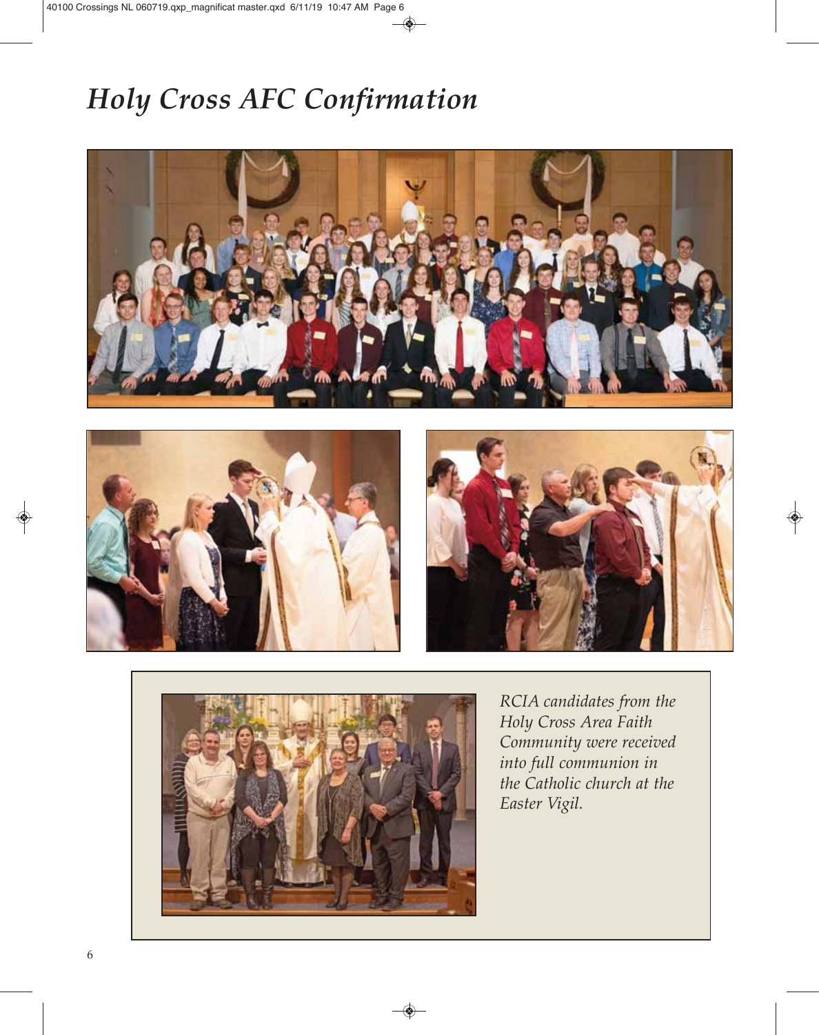# *Holy Cross AFC Confirmation*

*RCIA candidates from the Holy Cross Area Faith Community were received into full communion in the Catholic church at the Easter Vigil.*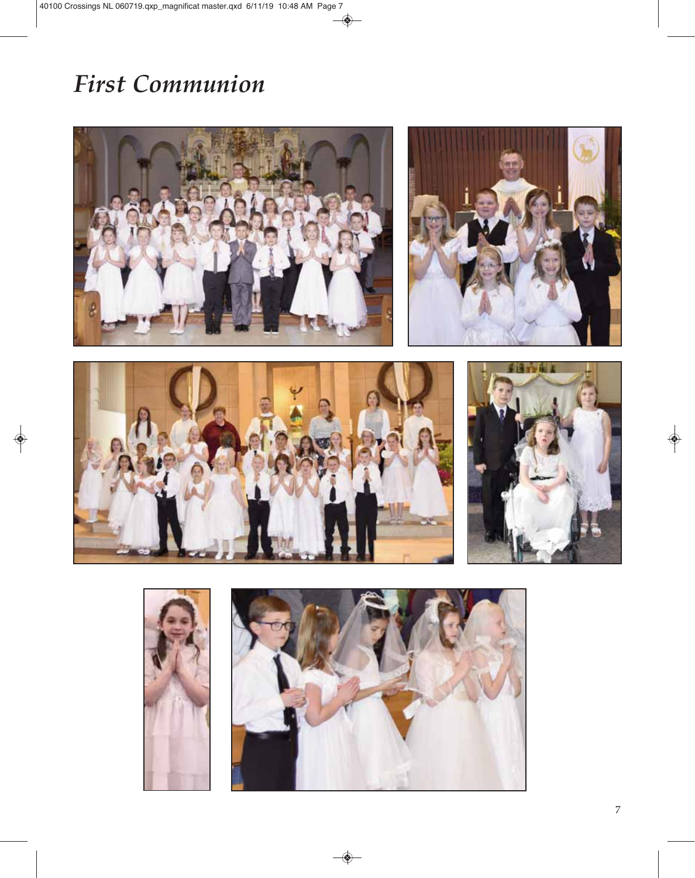# *First Communion*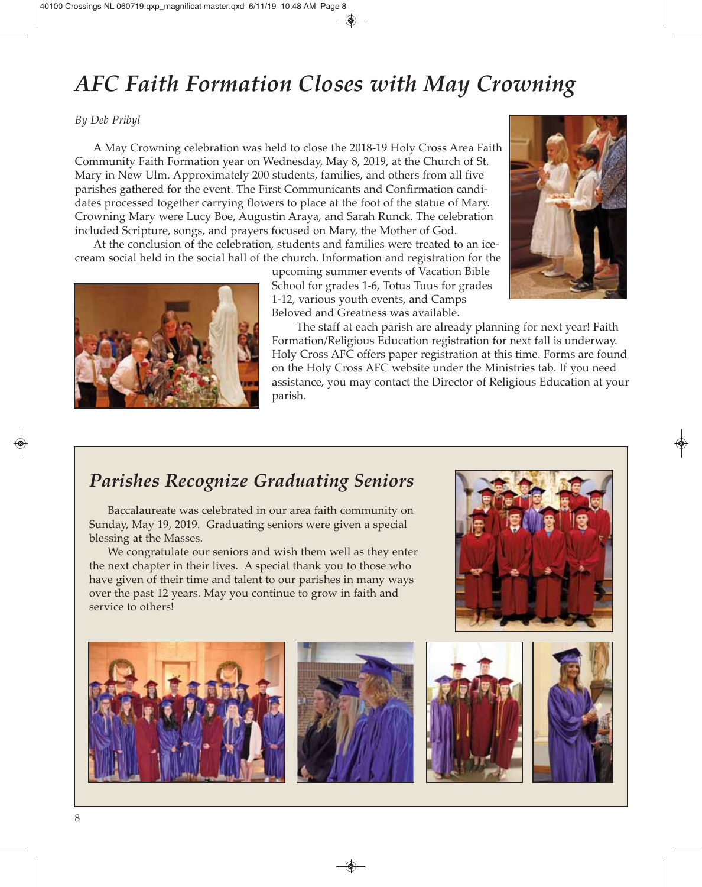# AFC Faith Formation Closes with May Crowning

*By Deb Pribyl*

A May Crowning celebration was held to close the 2018-19 Holy Cross Area Faith Community Faith Formation year on Wednesday, May 8, 2019, at the Church of St. Mary in New Ulm. Approximately 200 students, families, and others from all five parishes gathered for the event. The First Communicants and Confirmation candidates processed together carrying flowers to place at the foot of the statue of Mary. Crowning Mary were Lucy Boe, Augustin Araya, and Sarah Runck. The celebration included Scripture, songs, and prayers focused on Mary, the Mother of God.

At the conclusion of the celebration, students and families were treated to an ice-cream social held in the social hall of the church. Information and registration for the upcoming summer events of Vacation Bible School for grades 1-6, Totus Tuus for grades 1-12, various youth events, and Camps Beloved and Greatness was available.

The staff at each parish are already planning for next year! Faith Formation/Religious Education registration for next fall is underway. Holy Cross AFC offers paper registration at this time. Forms are found on the Holy Cross AFC website under the Ministries tab. If you need assistance, you may contact the Director of Religious Education at your parish.

## Parishes Recognize Graduating Seniors

Baccalaureate was celebrated in our area faith community on Sunday, May 19, 2019. Graduating seniors were given a special blessing at the Masses.

We congratulate our seniors and wish them well as they enter the next chapter in their lives. A special thank you to those who have given of their time and talent to our parishes in many ways over the past 12 years. May you continue to grow in faith and service to others!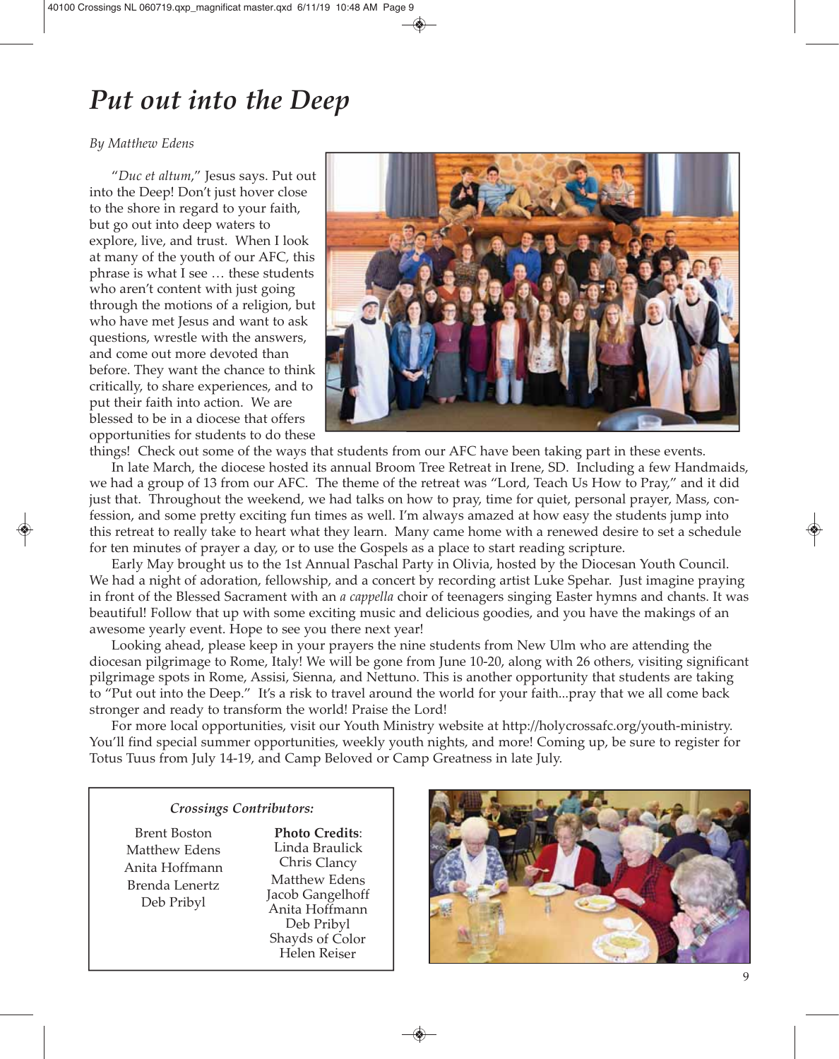# *Put out into the Deep*

*By Matthew Edens*

"*Duc et altum*," Jesus says. Put out into the Deep! Don't just hover close to the shore in regard to your faith, but go out into deep waters to explore, live, and trust. When I look at many of the youth of our AFC, this phrase is what I see … these students who aren't content with just going through the motions of a religion, but who have met Jesus and want to ask questions, wrestle with the answers, and come out more devoted than before. They want the chance to think critically, to share experiences, and to put their faith into action. We are blessed to be in a diocese that offers opportunities for students to do these things! Check out some of the ways that students from our AFC have been taking part in these events.

In late March, the diocese hosted its annual Broom Tree Retreat in Irene, SD. Including a few Handmaids, we had a group of 13 from our AFC. The theme of the retreat was "Lord, Teach Us How to Pray," and it did just that. Throughout the weekend, we had talks on how to pray, time for quiet, personal prayer, Mass, confession, and some pretty exciting fun times as well. I'm always amazed at how easy the students jump into this retreat to really take to heart what they learn. Many came home with a renewed desire to set a schedule for ten minutes of prayer a day, or to use the Gospels as a place to start reading scripture.

Early May brought us to the 1st Annual Paschal Party in Olivia, hosted by the Diocesan Youth Council. We had a night of adoration, fellowship, and a concert by recording artist Luke Spehar. Just imagine praying in front of the Blessed Sacrament with an *a cappella* choir of teenagers singing Easter hymns and chants. It was beautiful! Follow that up with some exciting music and delicious goodies, and you have the makings of an awesome yearly event. Hope to see you there next year!

Looking ahead, please keep in your prayers the nine students from New Ulm who are attending the diocesan pilgrimage to Rome, Italy! We will be gone from June 10-20, along with 26 others, visiting significant pilgrimage spots in Rome, Assisi, Sienna, and Nettuno. This is another opportunity that students are taking to "Put out into the Deep." It's a risk to travel around the world for your faith...pray that we all come back stronger and ready to transform the world! Praise the Lord!

For more local opportunities, visit our Youth Ministry website at http://holycrossafc.org/youth-ministry. You'll find special summer opportunities, weekly youth nights, and more! Coming up, be sure to register for Totus Tuus from July 14-19, and Camp Beloved or Camp Greatness in late July.

***Crossings Contributors:***

Brent Boston
Matthew Edens
Anita Hoffmann
Brenda Lenertz
Deb Pribyl

**Photo Credits**:
Linda Braulick
Chris Clancy
Matthew Edens
Jacob Gangelhoff
Anita Hoffmann
Deb Pribyl
Shayds of Color
Helen Reiser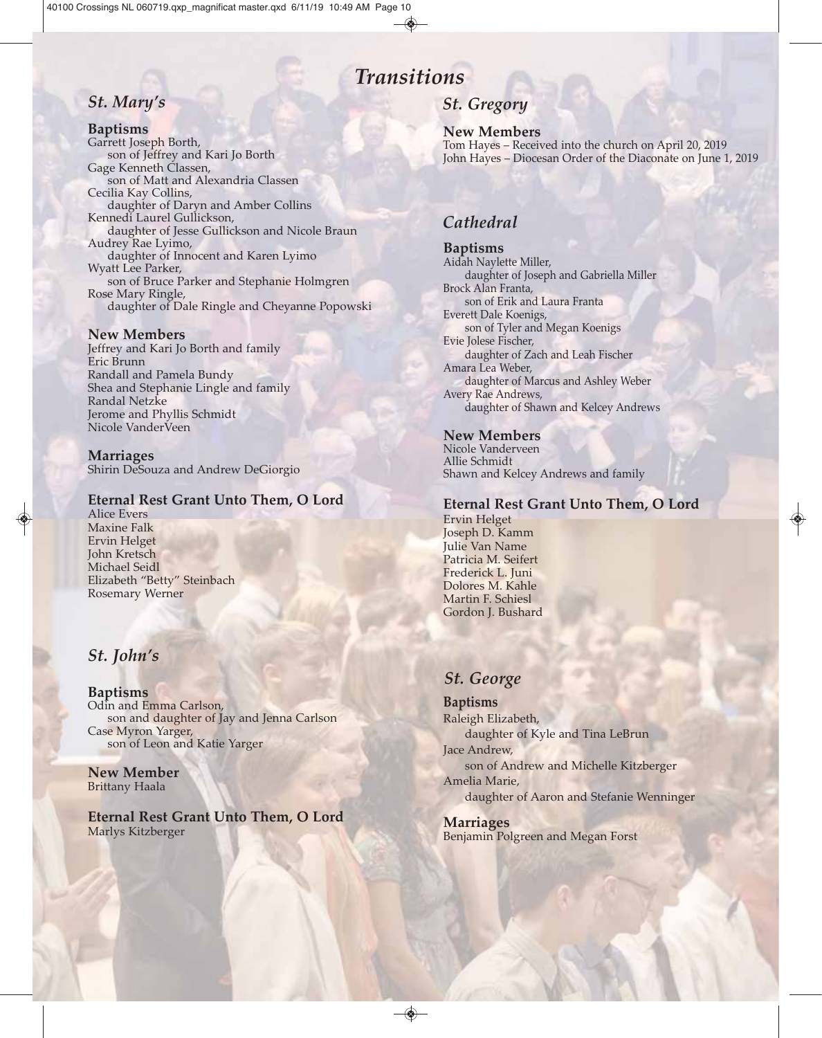# Transitions

## St. Mary's

### Baptisms

Garrett Joseph Borth,
son of Jeffrey and Kari Jo Borth
Gage Kenneth Classen,
son of Matt and Alexandria Classen
Cecilia Kay Collins,
daughter of Daryn and Amber Collins
Kennedi Laurel Gullickson,
daughter of Jesse Gullickson and Nicole Braun
Audrey Rae Lyimo,
daughter of Innocent and Karen Lyimo
Wyatt Lee Parker,
son of Bruce Parker and Stephanie Holmgren
Rose Mary Ringle,
daughter of Dale Ringle and Cheyanne Popowski

### New Members

Jeffrey and Kari Jo Borth and family
Eric Brunn
Randall and Pamela Bundy
Shea and Stephanie Lingle and family
Randal Netzke
Jerome and Phyllis Schmidt
Nicole VanderVeen

### Marriages

Shirin DeSouza and Andrew DeGiorgio

### Eternal Rest Grant Unto Them, O Lord

Alice Evers
Maxine Falk
Ervin Helget
John Kretsch
Michael Seidl
Elizabeth "Betty" Steinbach
Rosemary Werner

## St. John's

### Baptisms

Odin and Emma Carlson,
son and daughter of Jay and Jenna Carlson
Case Myron Yarger,
son of Leon and Katie Yarger

### New Member

Brittany Haala

### Eternal Rest Grant Unto Them, O Lord

Marlys Kitzberger

## St. Gregory

### New Members

Tom Hayes – Received into the church on April 20, 2019
John Hayes – Diocesan Order of the Diaconate on June 1, 2019

## Cathedral

### Baptisms

Aidah Naylette Miller,
daughter of Joseph and Gabriella Miller
Brock Alan Franta,
son of Erik and Laura Franta
Everett Dale Koenigs,
son of Tyler and Megan Koenigs
Evie Jolese Fischer,
daughter of Zach and Leah Fischer
Amara Lea Weber,
daughter of Marcus and Ashley Weber
Avery Rae Andrews,
daughter of Shawn and Kelcey Andrews

### New Members

Nicole Vanderveen
Allie Schmidt
Shawn and Kelcey Andrews and family

### Eternal Rest Grant Unto Them, O Lord

Ervin Helget
Joseph D. Kamm
Julie Van Name
Patricia M. Seifert
Frederick L. Juni
Dolores M. Kahle
Martin F. Schiesl
Gordon J. Bushard

## St. George

### Baptisms

Raleigh Elizabeth,
daughter of Kyle and Tina LeBrun
Jace Andrew,
son of Andrew and Michelle Kitzberger
Amelia Marie,
daughter of Aaron and Stefanie Wenninger

### Marriages

Benjamin Polgreen and Megan Forst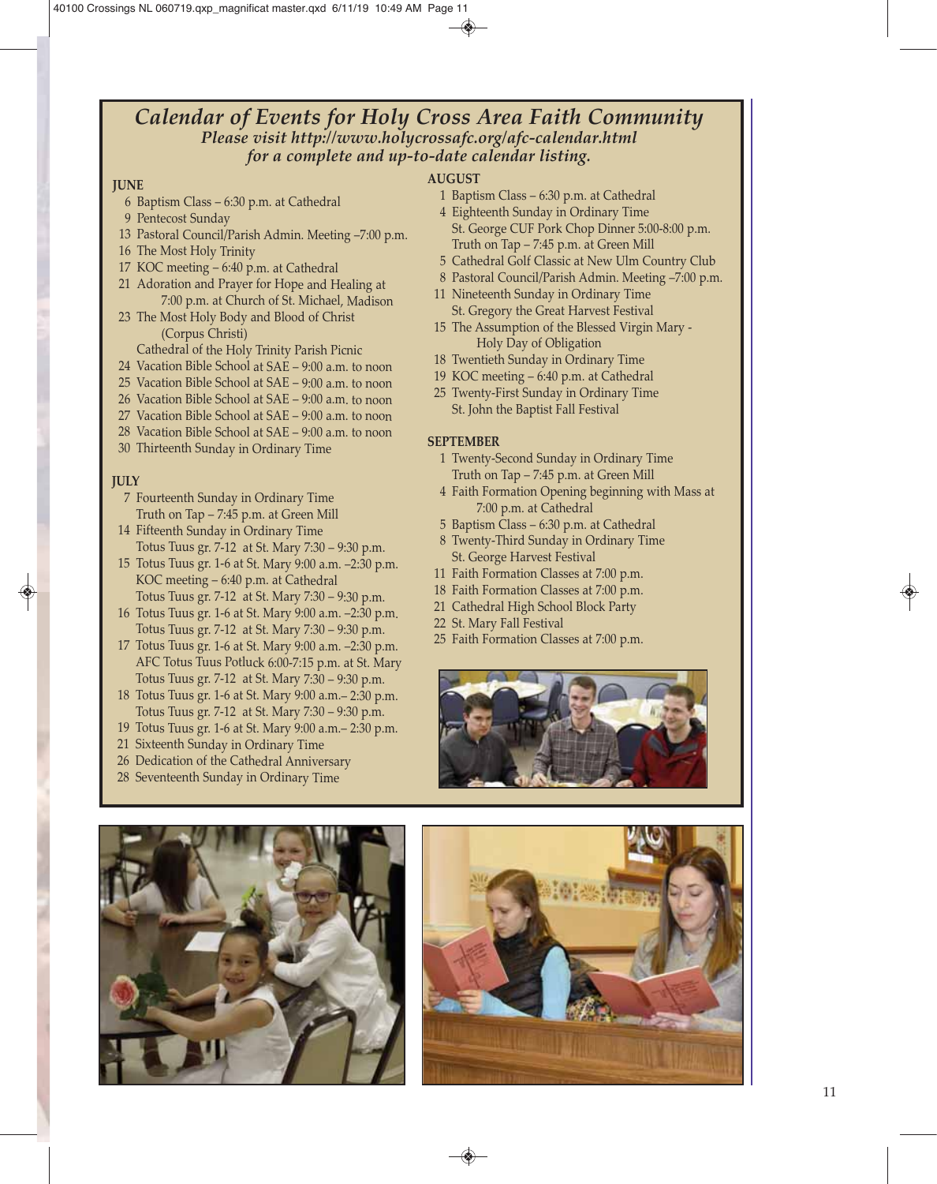# Calendar of Events for Holy Cross Area Faith Community

***Please visit http://www.holycrossafc.org/afc-calendar.html for a complete and up-to-date calendar listing.***

**JUNE**

6 Baptism Class – 6:30 p.m. at Cathedral
9 Pentecost Sunday
13 Pastoral Council/Parish Admin. Meeting –7:00 p.m.
16 The Most Holy Trinity
17 KOC meeting – 6:40 p.m. at Cathedral
21 Adoration and Prayer for Hope and Healing at 7:00 p.m. at Church of St. Michael, Madison
23 The Most Holy Body and Blood of Christ (Corpus Christi)
Cathedral of the Holy Trinity Parish Picnic
24 Vacation Bible School at SAE – 9:00 a.m. to noon
25 Vacation Bible School at SAE – 9:00 a.m. to noon
26 Vacation Bible School at SAE – 9:00 a.m. to noon
27 Vacation Bible School at SAE – 9:00 a.m. to noon
28 Vacation Bible School at SAE – 9:00 a.m. to noon
30 Thirteenth Sunday in Ordinary Time

**JULY**

7 Fourteenth Sunday in Ordinary Time
Truth on Tap – 7:45 p.m. at Green Mill
14 Fifteenth Sunday in Ordinary Time
Totus Tuus gr. 7-12 at St. Mary 7:30 – 9:30 p.m.
15 Totus Tuus gr. 1-6 at St. Mary 9:00 a.m. –2:30 p.m.
KOC meeting – 6:40 p.m. at Cathedral
Totus Tuus gr. 7-12 at St. Mary 7:30 – 9:30 p.m.
16 Totus Tuus gr. 1-6 at St. Mary 9:00 a.m. –2:30 p.m.
Totus Tuus gr. 7-12 at St. Mary 7:30 – 9:30 p.m.
17 Totus Tuus gr. 1-6 at St. Mary 9:00 a.m. –2:30 p.m.
AFC Totus Tuus Potluck 6:00-7:15 p.m. at St. Mary
Totus Tuus gr. 7-12 at St. Mary 7:30 – 9:30 p.m.
18 Totus Tuus gr. 1-6 at St. Mary 9:00 a.m.– 2:30 p.m.
Totus Tuus gr. 7-12 at St. Mary 7:30 – 9:30 p.m.
19 Totus Tuus gr. 1-6 at St. Mary 9:00 a.m.– 2:30 p.m.
21 Sixteenth Sunday in Ordinary Time
26 Dedication of the Cathedral Anniversary
28 Seventeenth Sunday in Ordinary Time

**AUGUST**

1 Baptism Class – 6:30 p.m. at Cathedral
4 Eighteenth Sunday in Ordinary Time
St. George CUF Pork Chop Dinner 5:00-8:00 p.m.
Truth on Tap – 7:45 p.m. at Green Mill
5 Cathedral Golf Classic at New Ulm Country Club
8 Pastoral Council/Parish Admin. Meeting –7:00 p.m.
11 Nineteenth Sunday in Ordinary Time
St. Gregory the Great Harvest Festival
15 The Assumption of the Blessed Virgin Mary - Holy Day of Obligation
18 Twentieth Sunday in Ordinary Time
19 KOC meeting – 6:40 p.m. at Cathedral
25 Twenty-First Sunday in Ordinary Time
St. John the Baptist Fall Festival

**SEPTEMBER**

1 Twenty-Second Sunday in Ordinary Time
Truth on Tap – 7:45 p.m. at Green Mill
4 Faith Formation Opening beginning with Mass at 7:00 p.m. at Cathedral
5 Baptism Class – 6:30 p.m. at Cathedral
8 Twenty-Third Sunday in Ordinary Time
St. George Harvest Festival
11 Faith Formation Classes at 7:00 p.m.
18 Faith Formation Classes at 7:00 p.m.
21 Cathedral High School Block Party
22 St. Mary Fall Festival
25 Faith Formation Classes at 7:00 p.m.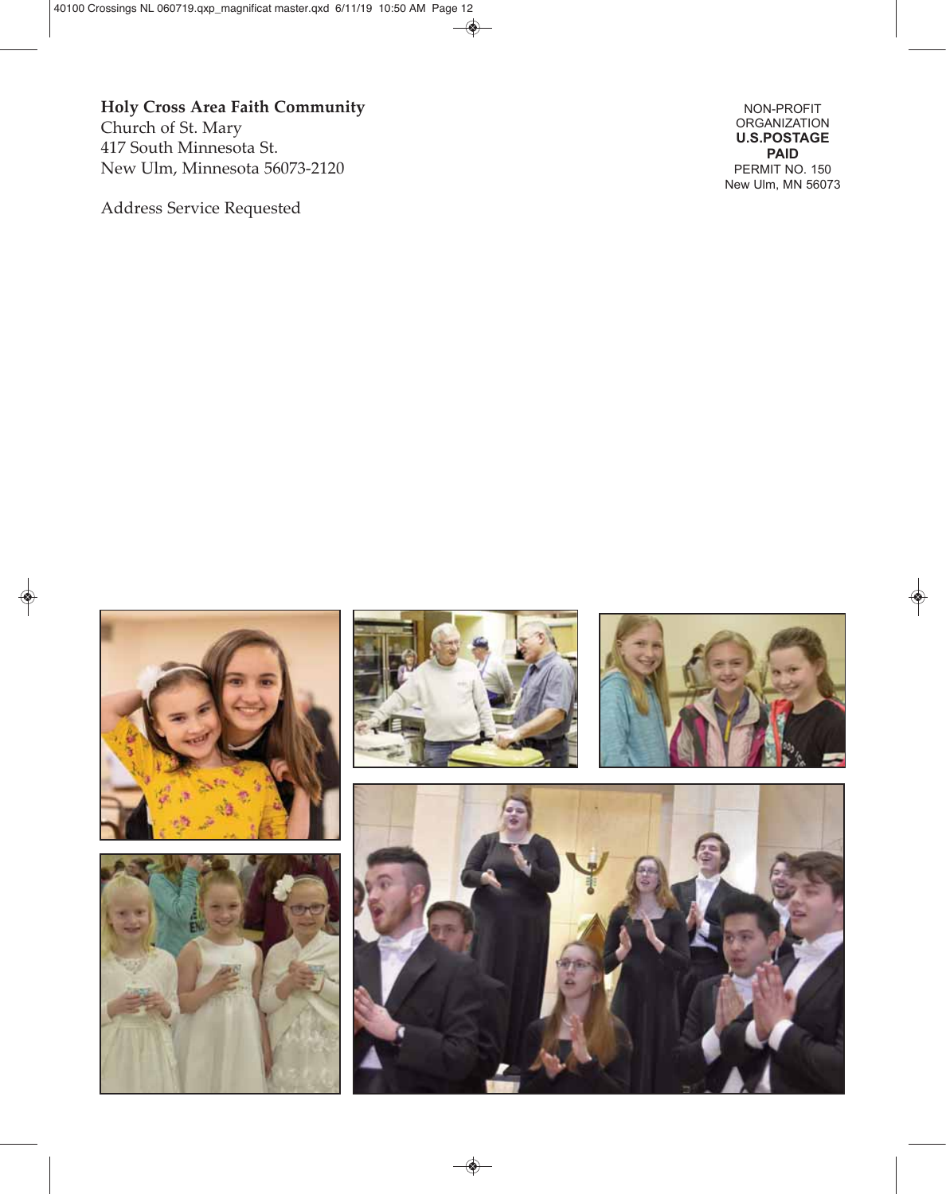**Holy Cross Area Faith Community**
Church of St. Mary
417 South Minnesota St.
New Ulm, Minnesota 56073-2120

Address Service Requested

NON-PROFIT
ORGANIZATION
**U.S.POSTAGE**
**PAID**
PERMIT NO. 150
New Ulm, MN 56073